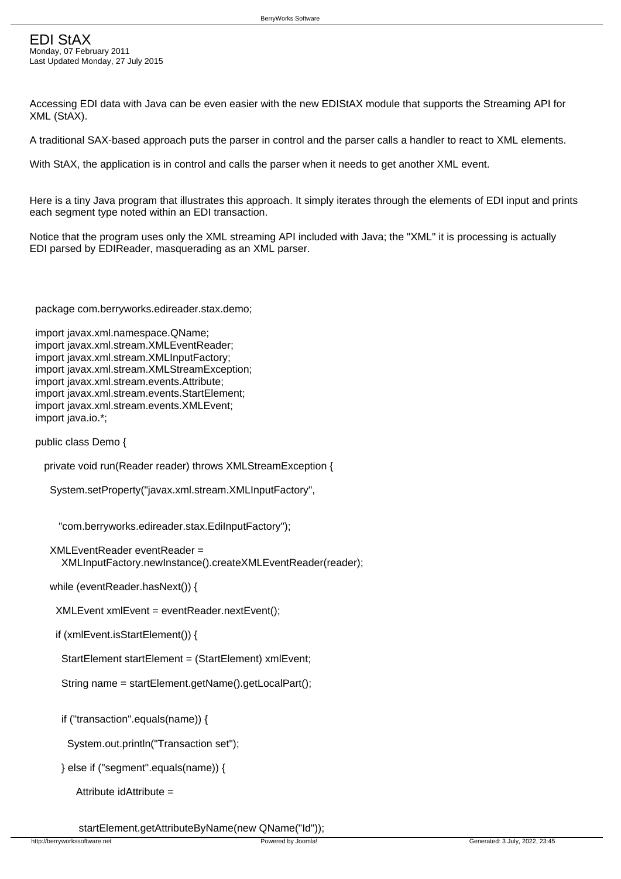# EDI StAX

Monday, 07 February 2011
Last Updated Monday, 27 July 2015

Accessing EDI data with Java can be even easier with the new EDIStAX module that supports the Streaming API for XML (StAX).

A traditional SAX-based approach puts the parser in control and the parser calls a handler to react to XML elements.

With StAX, the application is in control and calls the parser when it needs to get another XML event.

Here is a tiny Java program that illustrates this approach. It simply iterates through the elements of EDI input and prints each segment type noted within an EDI transaction.

Notice that the program uses only the XML streaming API included with Java; the "XML" it is processing is actually EDI parsed by EDIReader, masquerading as an XML parser.

```
package com.berryworks.edireader.stax.demo;

import javax.xml.namespace.QName;
import javax.xml.stream.XMLEventReader;
import javax.xml.stream.XMLInputFactory;
import javax.xml.stream.XMLStreamException;
import javax.xml.stream.events.Attribute;
import javax.xml.stream.events.StartElement;
import javax.xml.stream.events.XMLEvent;
import java.io.*;

public class Demo {

  private void run(Reader reader) throws XMLStreamException {

    System.setProperty("javax.xml.stream.XMLInputFactory",

      "com.berryworks.edireader.stax.EdiInputFactory");

    XMLEventReader eventReader =
      XMLInputFactory.newInstance().createXMLEventReader(reader);

    while (eventReader.hasNext()) {

      XMLEvent xmlEvent = eventReader.nextEvent();

      if (xmlEvent.isStartElement()) {

        StartElement startElement = (StartElement) xmlEvent;

        String name = startElement.getName().getLocalPart();

        if ("transaction".equals(name)) {

          System.out.println("Transaction set");

        } else if ("segment".equals(name)) {

            Attribute idAttribute =

              startElement.getAttributeByName(new QName("Id"));
```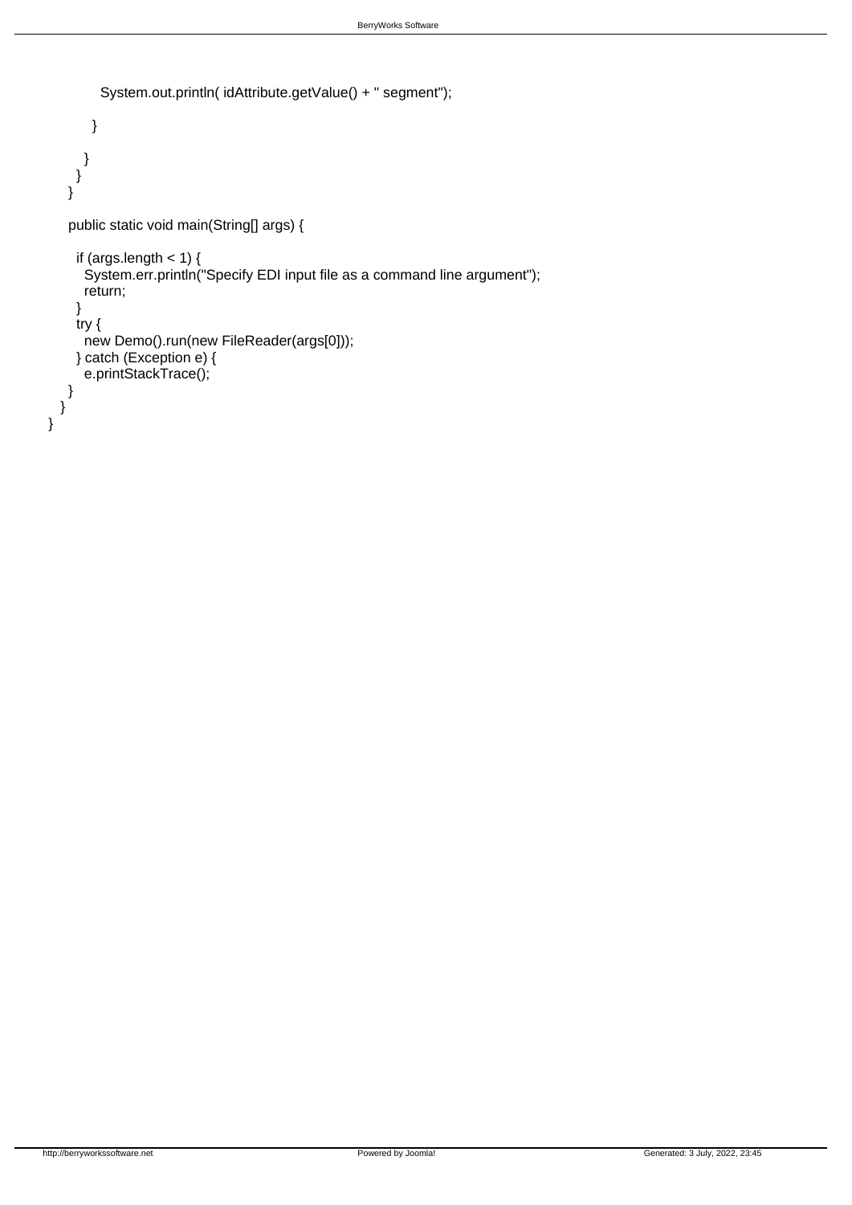```
          System.out.println( idAttribute.getValue() + " segment");

        }

      }
    }
  }

  public static void main(String[] args) {

    if (args.length < 1) {
      System.err.println("Specify EDI input file as a command line argument");
      return;
    }
    try {
      new Demo().run(new FileReader(args[0]));
    } catch (Exception e) {
      e.printStackTrace();
    }
  }
}
```